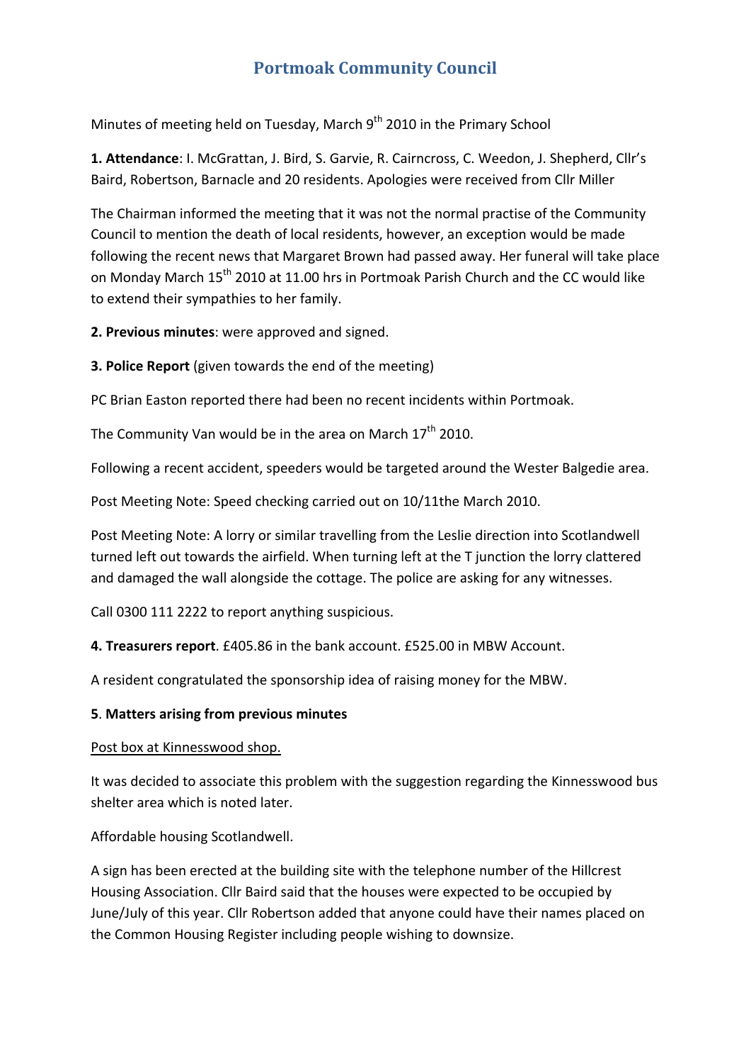# Portmoak Community Council

Minutes of meeting held on Tuesday, March 9th 2010 in the Primary School

**1. Attendance**: I. McGrattan, J. Bird, S. Garvie, R. Cairncross, C. Weedon, J. Shepherd, Cllr's Baird, Robertson, Barnacle and 20 residents. Apologies were received from Cllr Miller

The Chairman informed the meeting that it was not the normal practise of the Community Council to mention the death of local residents, however, an exception would be made following the recent news that Margaret Brown had passed away. Her funeral will take place on Monday March 15th 2010 at 11.00 hrs in Portmoak Parish Church and the CC would like to extend their sympathies to her family.

**2. Previous minutes**: were approved and signed.

**3. Police Report** (given towards the end of the meeting)

PC Brian Easton reported there had been no recent incidents within Portmoak.

The Community Van would be in the area on March 17th 2010.

Following a recent accident, speeders would be targeted around the Wester Balgedie area.

Post Meeting Note: Speed checking carried out on 10/11the March 2010.

Post Meeting Note: A lorry or similar travelling from the Leslie direction into Scotlandwell turned left out towards the airfield. When turning left at the T junction the lorry clattered and damaged the wall alongside the cottage. The police are asking for any witnesses.

Call 0300 111 2222 to report anything suspicious.

**4. Treasurers report**. £405.86 in the bank account. £525.00 in MBW Account.

A resident congratulated the sponsorship idea of raising money for the MBW.

**5**. **Matters arising from previous minutes**

<u>Post box at Kinnesswood shop.</u>

It was decided to associate this problem with the suggestion regarding the Kinnesswood bus shelter area which is noted later.

Affordable housing Scotlandwell.

A sign has been erected at the building site with the telephone number of the Hillcrest Housing Association. Cllr Baird said that the houses were expected to be occupied by June/July of this year. Cllr Robertson added that anyone could have their names placed on the Common Housing Register including people wishing to downsize.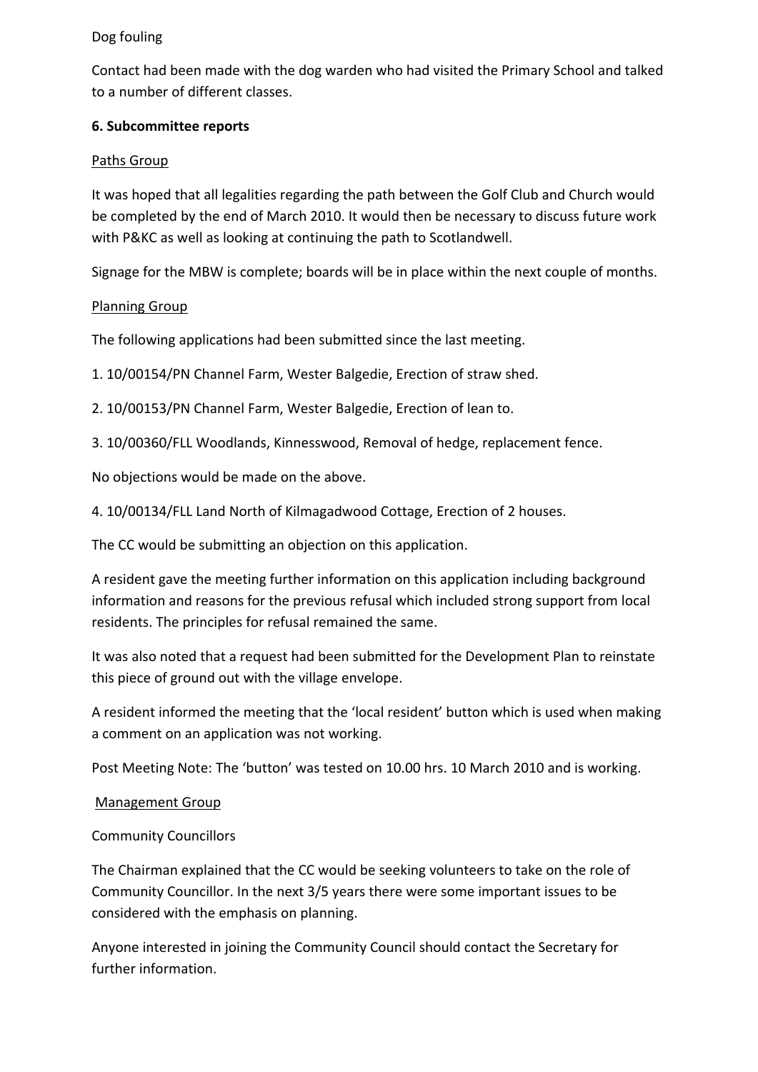Dog fouling

Contact had been made with the dog warden who had visited the Primary School and talked to a number of different classes.

**6. Subcommittee reports**

Paths Group

It was hoped that all legalities regarding the path between the Golf Club and Church would be completed by the end of March 2010. It would then be necessary to discuss future work with P&KC as well as looking at continuing the path to Scotlandwell.

Signage for the MBW is complete; boards will be in place within the next couple of months.

Planning Group

The following applications had been submitted since the last meeting.

1. 10/00154/PN Channel Farm, Wester Balgedie, Erection of straw shed.

2. 10/00153/PN Channel Farm, Wester Balgedie, Erection of lean to.

3. 10/00360/FLL Woodlands, Kinnesswood, Removal of hedge, replacement fence.

No objections would be made on the above.

4. 10/00134/FLL Land North of Kilmagadwood Cottage, Erection of 2 houses.

The CC would be submitting an objection on this application.

A resident gave the meeting further information on this application including background information and reasons for the previous refusal which included strong support from local residents. The principles for refusal remained the same.

It was also noted that a request had been submitted for the Development Plan to reinstate this piece of ground out with the village envelope.

A resident informed the meeting that the 'local resident' button which is used when making a comment on an application was not working.

Post Meeting Note: The 'button' was tested on 10.00 hrs. 10 March 2010 and is working.

Management Group

Community Councillors

The Chairman explained that the CC would be seeking volunteers to take on the role of Community Councillor. In the next 3/5 years there were some important issues to be considered with the emphasis on planning.

Anyone interested in joining the Community Council should contact the Secretary for further information.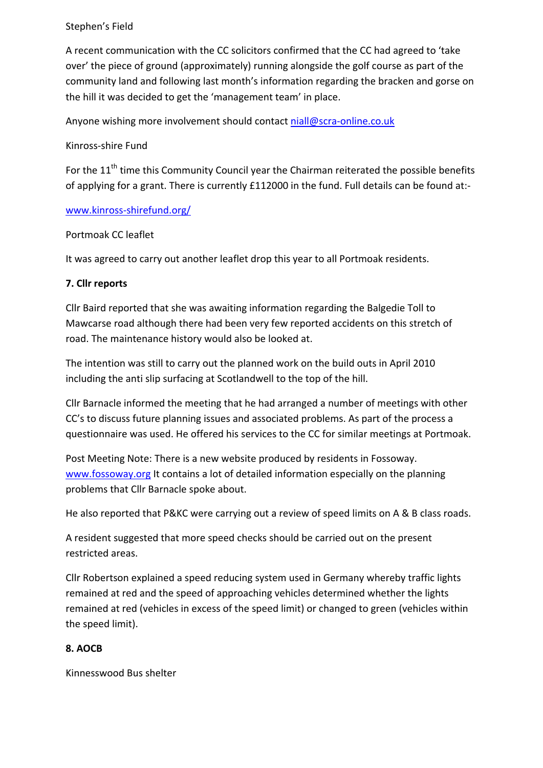Stephen's Field

A recent communication with the CC solicitors confirmed that the CC had agreed to 'take over' the piece of ground (approximately) running alongside the golf course as part of the community land and following last month's information regarding the bracken and gorse on the hill it was decided to get the 'management team' in place.

Anyone wishing more involvement should contact niall@scra-online.co.uk

Kinross-shire Fund

For the 11th time this Community Council year the Chairman reiterated the possible benefits of applying for a grant. There is currently £112000 in the fund. Full details can be found at:-

www.kinross-shirefund.org/

Portmoak CC leaflet

It was agreed to carry out another leaflet drop this year to all Portmoak residents.

**7. Cllr reports**

Cllr Baird reported that she was awaiting information regarding the Balgedie Toll to Mawcarse road although there had been very few reported accidents on this stretch of road. The maintenance history would also be looked at.

The intention was still to carry out the planned work on the build outs in April 2010 including the anti slip surfacing at Scotlandwell to the top of the hill.

Cllr Barnacle informed the meeting that he had arranged a number of meetings with other CC's to discuss future planning issues and associated problems. As part of the process a questionnaire was used. He offered his services to the CC for similar meetings at Portmoak.

Post Meeting Note: There is a new website produced by residents in Fossoway. www.fossoway.org It contains a lot of detailed information especially on the planning problems that Cllr Barnacle spoke about.

He also reported that P&KC were carrying out a review of speed limits on A & B class roads.

A resident suggested that more speed checks should be carried out on the present restricted areas.

Cllr Robertson explained a speed reducing system used in Germany whereby traffic lights remained at red and the speed of approaching vehicles determined whether the lights remained at red (vehicles in excess of the speed limit) or changed to green (vehicles within the speed limit).

**8. AOCB**

Kinnesswood Bus shelter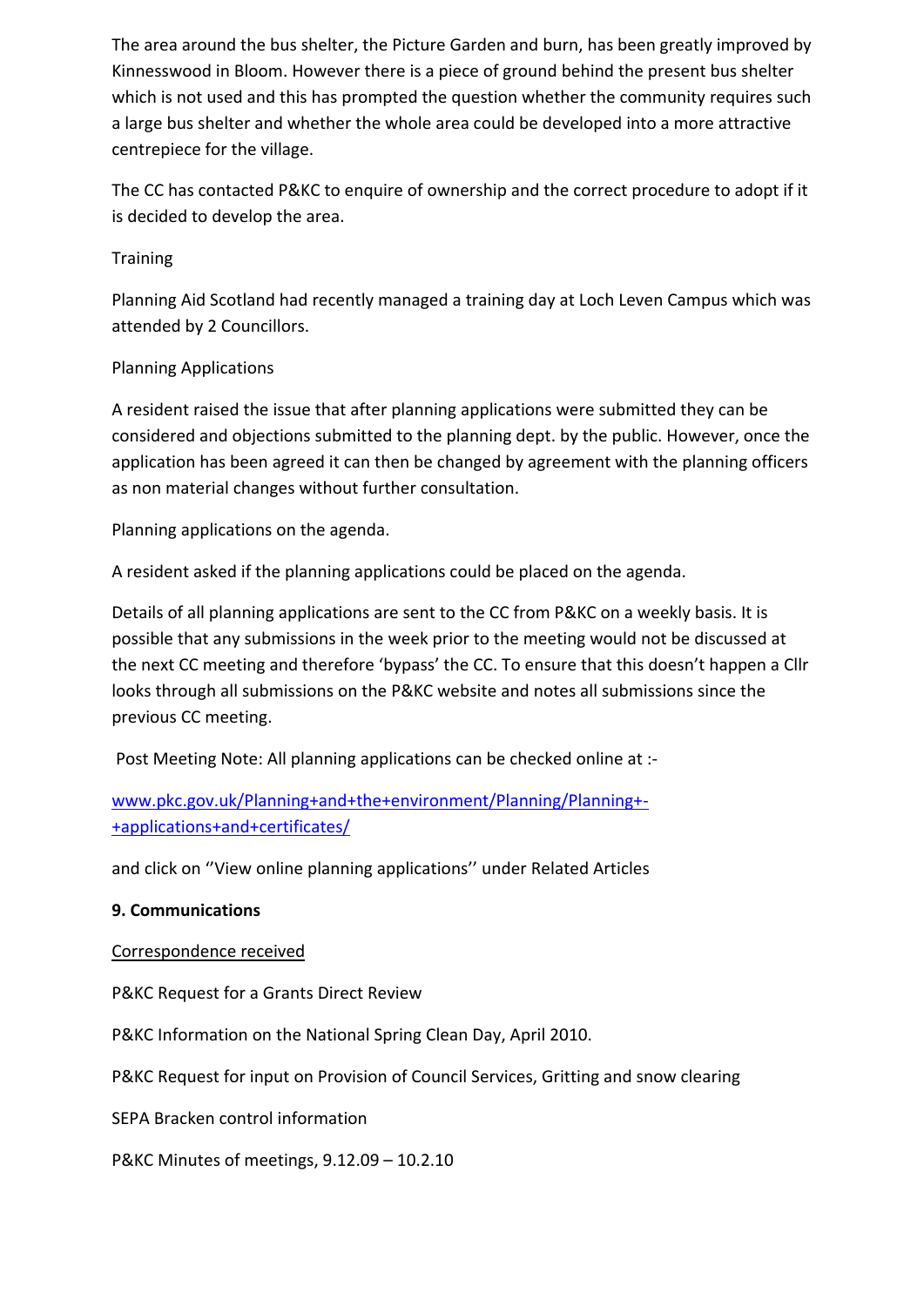The area around the bus shelter, the Picture Garden and burn, has been greatly improved by Kinnesswood in Bloom. However there is a piece of ground behind the present bus shelter which is not used and this has prompted the question whether the community requires such a large bus shelter and whether the whole area could be developed into a more attractive centrepiece for the village.

The CC has contacted P&KC to enquire of ownership and the correct procedure to adopt if it is decided to develop the area.

Training

Planning Aid Scotland had recently managed a training day at Loch Leven Campus which was attended by 2 Councillors.

Planning Applications

A resident raised the issue that after planning applications were submitted they can be considered and objections submitted to the planning dept. by the public. However, once the application has been agreed it can then be changed by agreement with the planning officers as non material changes without further consultation.

Planning applications on the agenda.

A resident asked if the planning applications could be placed on the agenda.

Details of all planning applications are sent to the CC from P&KC on a weekly basis. It is possible that any submissions in the week prior to the meeting would not be discussed at the next CC meeting and therefore 'bypass' the CC. To ensure that this doesn't happen a Cllr looks through all submissions on the P&KC website and notes all submissions since the previous CC meeting.

Post Meeting Note: All planning applications can be checked online at :-

[www.pkc.gov.uk/Planning+and+the+environment/Planning/Planning+-+applications+and+certificates/](www.pkc.gov.uk/Planning+and+the+environment/Planning/Planning+-+applications+and+certificates/)

and click on ''View online planning applications'' under Related Articles

**9. Communications**

<u>Correspondence received</u>

P&KC Request for a Grants Direct Review

P&KC Information on the National Spring Clean Day, April 2010.

P&KC Request for input on Provision of Council Services, Gritting and snow clearing

SEPA Bracken control information

P&KC Minutes of meetings, 9.12.09 – 10.2.10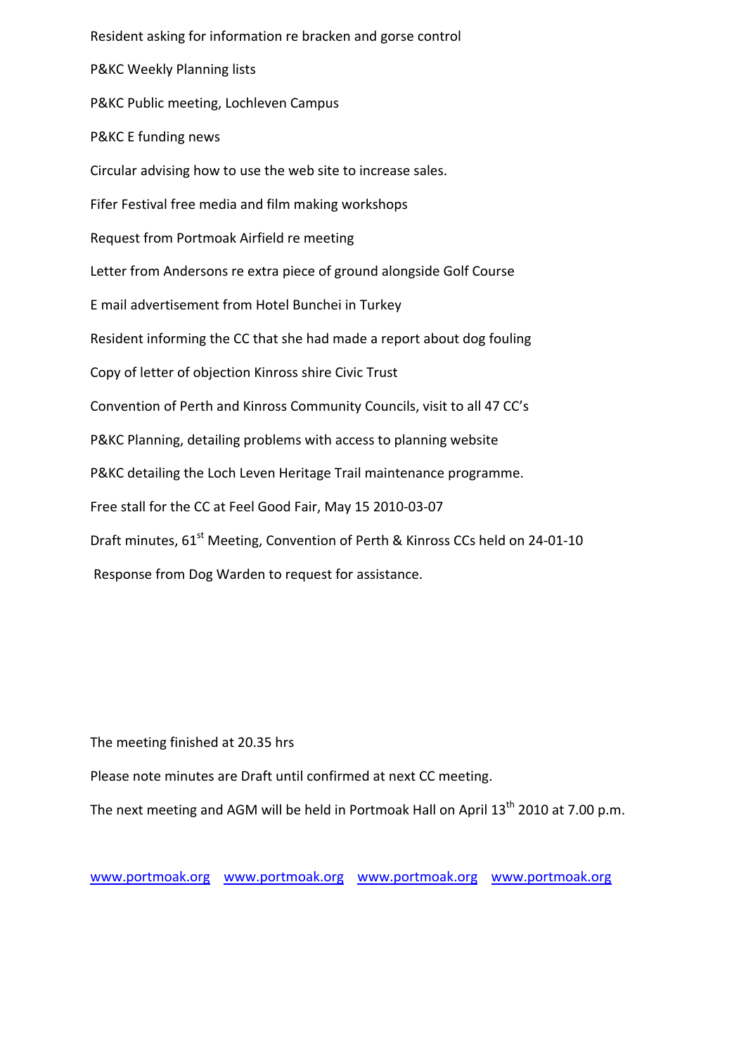Resident asking for information re bracken and gorse control

P&KC Weekly Planning lists

P&KC Public meeting, Lochleven Campus

P&KC E funding news

Circular advising how to use the web site to increase sales.

Fifer Festival free media and film making workshops

Request from Portmoak Airfield re meeting

Letter from Andersons re extra piece of ground alongside Golf Course

E mail advertisement from Hotel Bunchei in Turkey

Resident informing the CC that she had made a report about dog fouling

Copy of letter of objection Kinross shire Civic Trust

Convention of Perth and Kinross Community Councils, visit to all 47 CC's

P&KC Planning, detailing problems with access to planning website

P&KC detailing the Loch Leven Heritage Trail maintenance programme.

Free stall for the CC at Feel Good Fair, May 15 2010-03-07

Draft minutes, 61st Meeting, Convention of Perth & Kinross CCs held on 24-01-10

Response from Dog Warden to request for assistance.

The meeting finished at 20.35 hrs

Please note minutes are Draft until confirmed at next CC meeting.

The next meeting and AGM will be held in Portmoak Hall on April 13th 2010 at 7.00 p.m.

www.portmoak.org www.portmoak.org www.portmoak.org www.portmoak.org